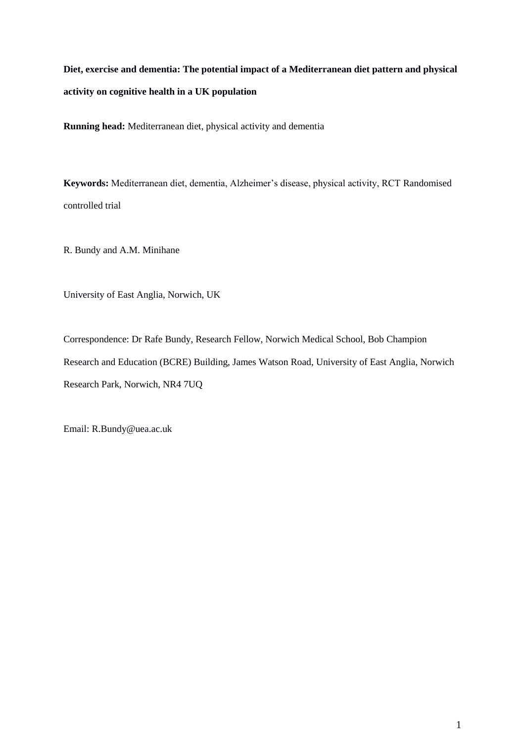**Diet, exercise and dementia: The potential impact of a Mediterranean diet pattern and physical activity on cognitive health in a UK population**

**Running head:** Mediterranean diet, physical activity and dementia

**Keywords:** Mediterranean diet, dementia, Alzheimer's disease, physical activity, RCT Randomised controlled trial

R. Bundy and A.M. Minihane

University of East Anglia, Norwich, UK

Correspondence: Dr Rafe Bundy, Research Fellow, Norwich Medical School, Bob Champion Research and Education (BCRE) Building, James Watson Road, University of East Anglia, Norwich Research Park, Norwich, NR4 7UQ

Email: R.Bundy@uea.ac.uk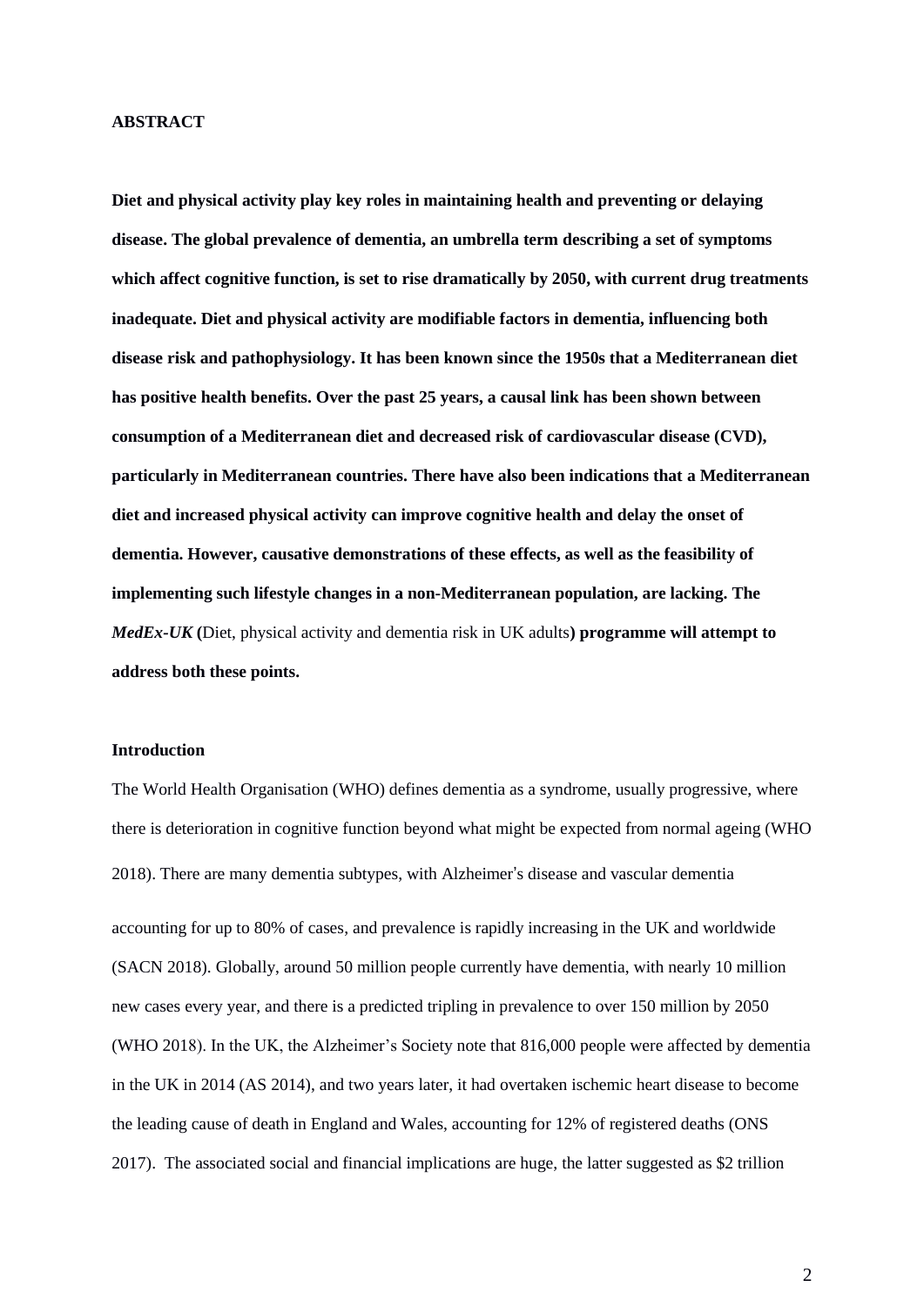## ABSTRACT

**Diet and physical activity play key roles in maintaining health and preventing or delaying disease. The global prevalence of dementia, an umbrella term describing a set of symptoms which affect cognitive function, is set to rise dramatically by 2050, with current drug treatments inadequate. Diet and physical activity are modifiable factors in dementia, influencing both disease risk and pathophysiology. It has been known since the 1950s that a Mediterranean diet has positive health benefits. Over the past 25 years, a causal link has been shown between consumption of a Mediterranean diet and decreased risk of cardiovascular disease (CVD), particularly in Mediterranean countries. There have also been indications that a Mediterranean diet and increased physical activity can improve cognitive health and delay the onset of dementia. However, causative demonstrations of these effects, as well as the feasibility of implementing such lifestyle changes in a non-Mediterranean population, are lacking. The *MedEx-UK* (**Diet, physical activity and dementia risk in UK adults**) programme will attempt to address both these points.**

### Introduction

The World Health Organisation (WHO) defines dementia as a syndrome, usually progressive, where there is deterioration in cognitive function beyond what might be expected from normal ageing (WHO 2018). There are many dementia subtypes, with Alzheimer's disease and vascular dementia accounting for up to 80% of cases, and prevalence is rapidly increasing in the UK and worldwide (SACN 2018). Globally, around 50 million people currently have dementia, with nearly 10 million new cases every year, and there is a predicted tripling in prevalence to over 150 million by 2050 (WHO 2018). In the UK, the Alzheimer's Society note that 816,000 people were affected by dementia in the UK in 2014 (AS 2014), and two years later, it had overtaken ischemic heart disease to become the leading cause of death in England and Wales, accounting for 12% of registered deaths (ONS 2017). The associated social and financial implications are huge, the latter suggested as $2 trillion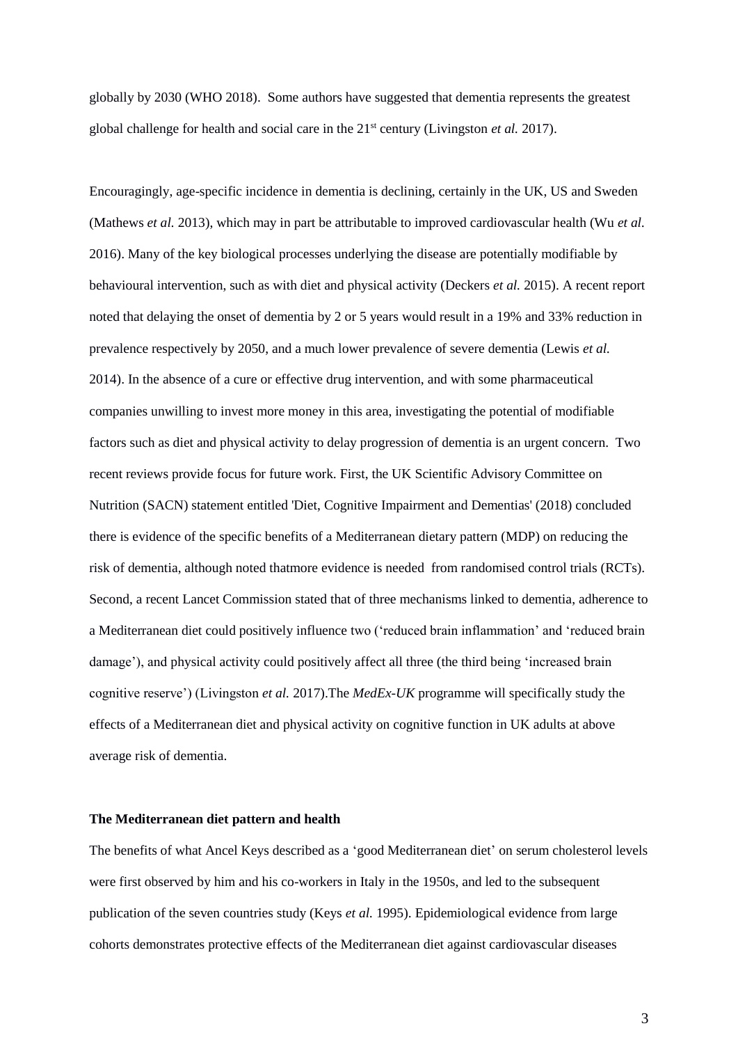globally by 2030 (WHO 2018). Some authors have suggested that dementia represents the greatest global challenge for health and social care in the 21st century (Livingston *et al.* 2017).

Encouragingly, age-specific incidence in dementia is declining, certainly in the UK, US and Sweden (Mathews *et al.* 2013), which may in part be attributable to improved cardiovascular health (Wu *et al.* 2016). Many of the key biological processes underlying the disease are potentially modifiable by behavioural intervention, such as with diet and physical activity (Deckers *et al.* 2015). A recent report noted that delaying the onset of dementia by 2 or 5 years would result in a 19% and 33% reduction in prevalence respectively by 2050, and a much lower prevalence of severe dementia (Lewis *et al.* 2014). In the absence of a cure or effective drug intervention, and with some pharmaceutical companies unwilling to invest more money in this area, investigating the potential of modifiable factors such as diet and physical activity to delay progression of dementia is an urgent concern. Two recent reviews provide focus for future work. First, the UK Scientific Advisory Committee on Nutrition (SACN) statement entitled 'Diet, Cognitive Impairment and Dementias' (2018) concluded there is evidence of the specific benefits of a Mediterranean dietary pattern (MDP) on reducing the risk of dementia, although noted thatmore evidence is needed from randomised control trials (RCTs). Second, a recent Lancet Commission stated that of three mechanisms linked to dementia, adherence to a Mediterranean diet could positively influence two ('reduced brain inflammation' and 'reduced brain damage'), and physical activity could positively affect all three (the third being 'increased brain cognitive reserve') (Livingston *et al.* 2017).The *MedEx-UK* programme will specifically study the effects of a Mediterranean diet and physical activity on cognitive function in UK adults at above average risk of dementia.

**The Mediterranean diet pattern and health**

The benefits of what Ancel Keys described as a 'good Mediterranean diet' on serum cholesterol levels were first observed by him and his co-workers in Italy in the 1950s, and led to the subsequent publication of the seven countries study (Keys *et al.* 1995). Epidemiological evidence from large cohorts demonstrates protective effects of the Mediterranean diet against cardiovascular diseases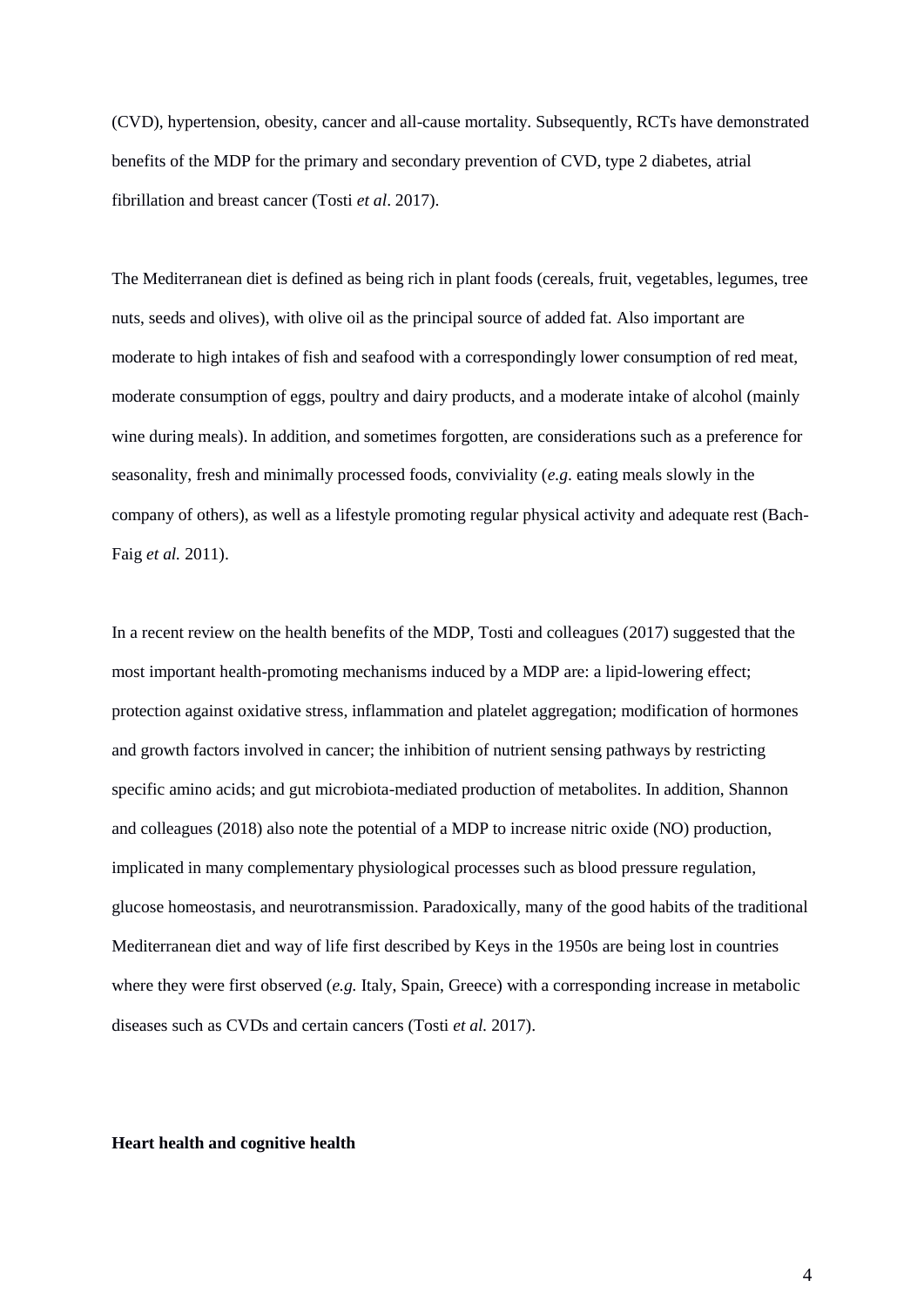(CVD), hypertension, obesity, cancer and all-cause mortality. Subsequently, RCTs have demonstrated benefits of the MDP for the primary and secondary prevention of CVD, type 2 diabetes, atrial fibrillation and breast cancer (Tosti *et al*. 2017).

The Mediterranean diet is defined as being rich in plant foods (cereals, fruit, vegetables, legumes, tree nuts, seeds and olives), with olive oil as the principal source of added fat. Also important are moderate to high intakes of fish and seafood with a correspondingly lower consumption of red meat, moderate consumption of eggs, poultry and dairy products, and a moderate intake of alcohol (mainly wine during meals). In addition, and sometimes forgotten, are considerations such as a preference for seasonality, fresh and minimally processed foods, conviviality (*e.g*. eating meals slowly in the company of others), as well as a lifestyle promoting regular physical activity and adequate rest (Bach-Faig *et al.* 2011).

In a recent review on the health benefits of the MDP, Tosti and colleagues (2017) suggested that the most important health-promoting mechanisms induced by a MDP are: a lipid-lowering effect; protection against oxidative stress, inflammation and platelet aggregation; modification of hormones and growth factors involved in cancer; the inhibition of nutrient sensing pathways by restricting specific amino acids; and gut microbiota-mediated production of metabolites. In addition, Shannon and colleagues (2018) also note the potential of a MDP to increase nitric oxide (NO) production, implicated in many complementary physiological processes such as blood pressure regulation, glucose homeostasis, and neurotransmission. Paradoxically, many of the good habits of the traditional Mediterranean diet and way of life first described by Keys in the 1950s are being lost in countries where they were first observed (*e.g.* Italy, Spain, Greece) with a corresponding increase in metabolic diseases such as CVDs and certain cancers (Tosti *et al.* 2017).

**Heart health and cognitive health**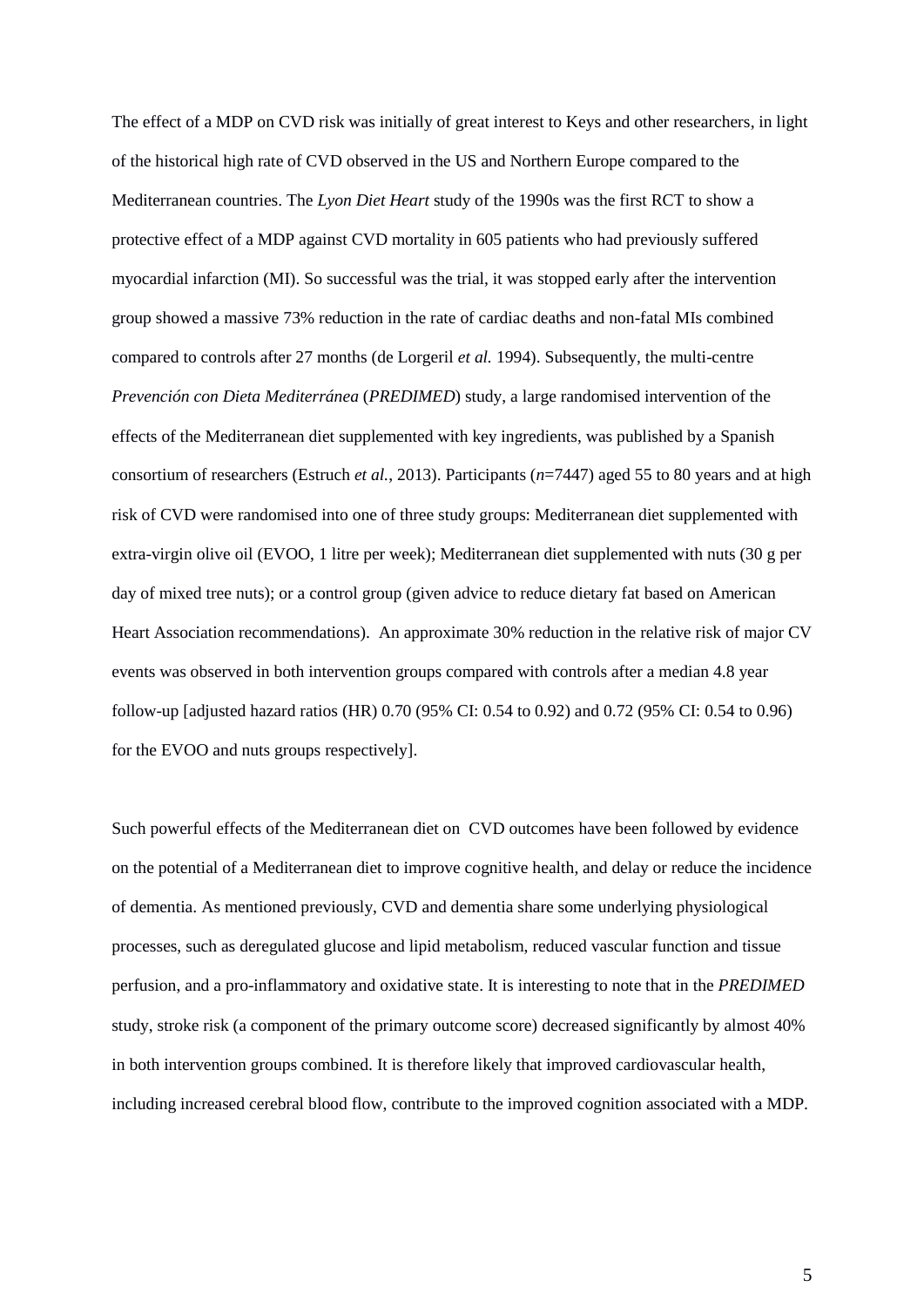The effect of a MDP on CVD risk was initially of great interest to Keys and other researchers, in light of the historical high rate of CVD observed in the US and Northern Europe compared to the Mediterranean countries. The *Lyon Diet Heart* study of the 1990s was the first RCT to show a protective effect of a MDP against CVD mortality in 605 patients who had previously suffered myocardial infarction (MI). So successful was the trial, it was stopped early after the intervention group showed a massive 73% reduction in the rate of cardiac deaths and non-fatal MIs combined compared to controls after 27 months (de Lorgeril *et al.* 1994). Subsequently, the multi-centre *Prevención con Dieta Mediterránea* (*PREDIMED*) study, a large randomised intervention of the effects of the Mediterranean diet supplemented with key ingredients, was published by a Spanish consortium of researchers (Estruch *et al.*, 2013). Participants (*n*=7447) aged 55 to 80 years and at high risk of CVD were randomised into one of three study groups: Mediterranean diet supplemented with extra-virgin olive oil (EVOO, 1 litre per week); Mediterranean diet supplemented with nuts (30 g per day of mixed tree nuts); or a control group (given advice to reduce dietary fat based on American Heart Association recommendations). An approximate 30% reduction in the relative risk of major CV events was observed in both intervention groups compared with controls after a median 4.8 year follow-up [adjusted hazard ratios (HR) 0.70 (95% CI: 0.54 to 0.92) and 0.72 (95% CI: 0.54 to 0.96) for the EVOO and nuts groups respectively].

Such powerful effects of the Mediterranean diet on CVD outcomes have been followed by evidence on the potential of a Mediterranean diet to improve cognitive health, and delay or reduce the incidence of dementia. As mentioned previously, CVD and dementia share some underlying physiological processes, such as deregulated glucose and lipid metabolism, reduced vascular function and tissue perfusion, and a pro-inflammatory and oxidative state. It is interesting to note that in the *PREDIMED* study, stroke risk (a component of the primary outcome score) decreased significantly by almost 40% in both intervention groups combined. It is therefore likely that improved cardiovascular health, including increased cerebral blood flow, contribute to the improved cognition associated with a MDP.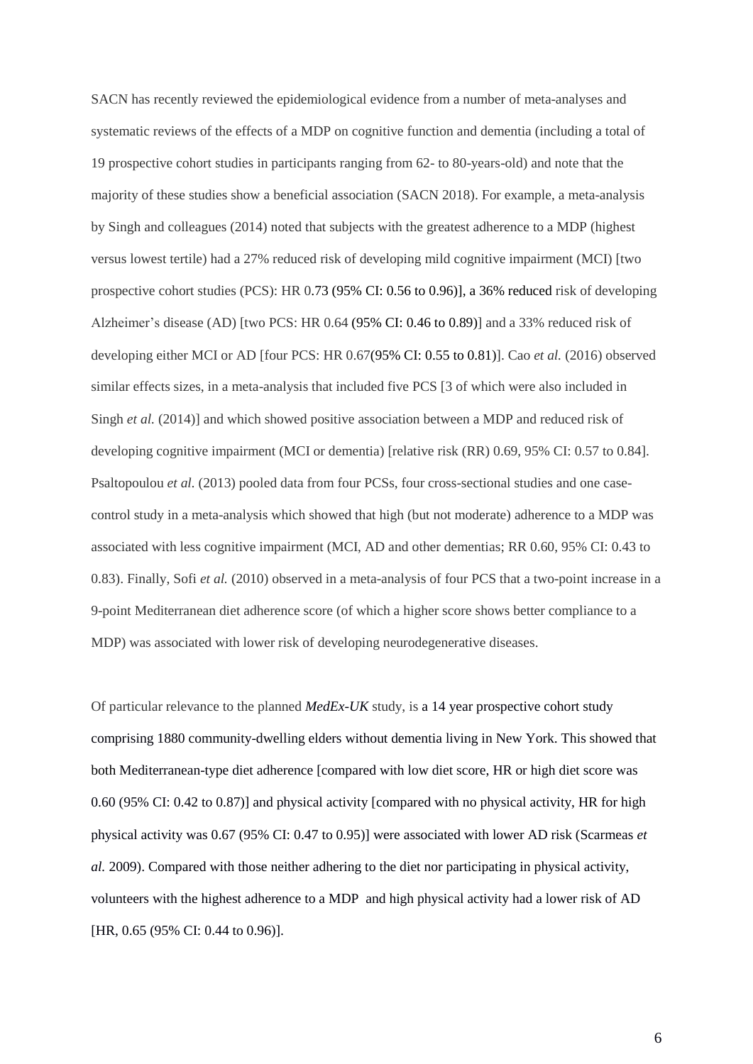SACN has recently reviewed the epidemiological evidence from a number of meta-analyses and systematic reviews of the effects of a MDP on cognitive function and dementia (including a total of 19 prospective cohort studies in participants ranging from 62- to 80-years-old) and note that the majority of these studies show a beneficial association (SACN 2018). For example, a meta-analysis by Singh and colleagues (2014) noted that subjects with the greatest adherence to a MDP (highest versus lowest tertile) had a 27% reduced risk of developing mild cognitive impairment (MCI) [two prospective cohort studies (PCS): HR 0.73 (95% CI: 0.56 to 0.96)], a 36% reduced risk of developing Alzheimer's disease (AD) [two PCS: HR 0.64 (95% CI: 0.46 to 0.89)] and a 33% reduced risk of developing either MCI or AD [four PCS: HR 0.67(95% CI: 0.55 to 0.81)]. Cao *et al.* (2016) observed similar effects sizes, in a meta-analysis that included five PCS [3 of which were also included in Singh *et al.* (2014)] and which showed positive association between a MDP and reduced risk of developing cognitive impairment (MCI or dementia) [relative risk (RR) 0.69, 95% CI: 0.57 to 0.84]. Psaltopoulou *et al.* (2013) pooled data from four PCSs, four cross-sectional studies and one case-control study in a meta-analysis which showed that high (but not moderate) adherence to a MDP was associated with less cognitive impairment (MCI, AD and other dementias; RR 0.60, 95% CI: 0.43 to 0.83). Finally, Sofi *et al.* (2010) observed in a meta-analysis of four PCS that a two-point increase in a 9-point Mediterranean diet adherence score (of which a higher score shows better compliance to a MDP) was associated with lower risk of developing neurodegenerative diseases.

Of particular relevance to the planned *MedEx-UK* study, is a 14 year prospective cohort study comprising 1880 community-dwelling elders without dementia living in New York. This showed that both Mediterranean-type diet adherence [compared with low diet score, HR or high diet score was 0.60 (95% CI: 0.42 to 0.87)] and physical activity [compared with no physical activity, HR for high physical activity was 0.67 (95% CI: 0.47 to 0.95)] were associated with lower AD risk (Scarmeas *et al.* 2009). Compared with those neither adhering to the diet nor participating in physical activity, volunteers with the highest adherence to a MDP and high physical activity had a lower risk of AD [HR, 0.65 (95% CI: 0.44 to 0.96)].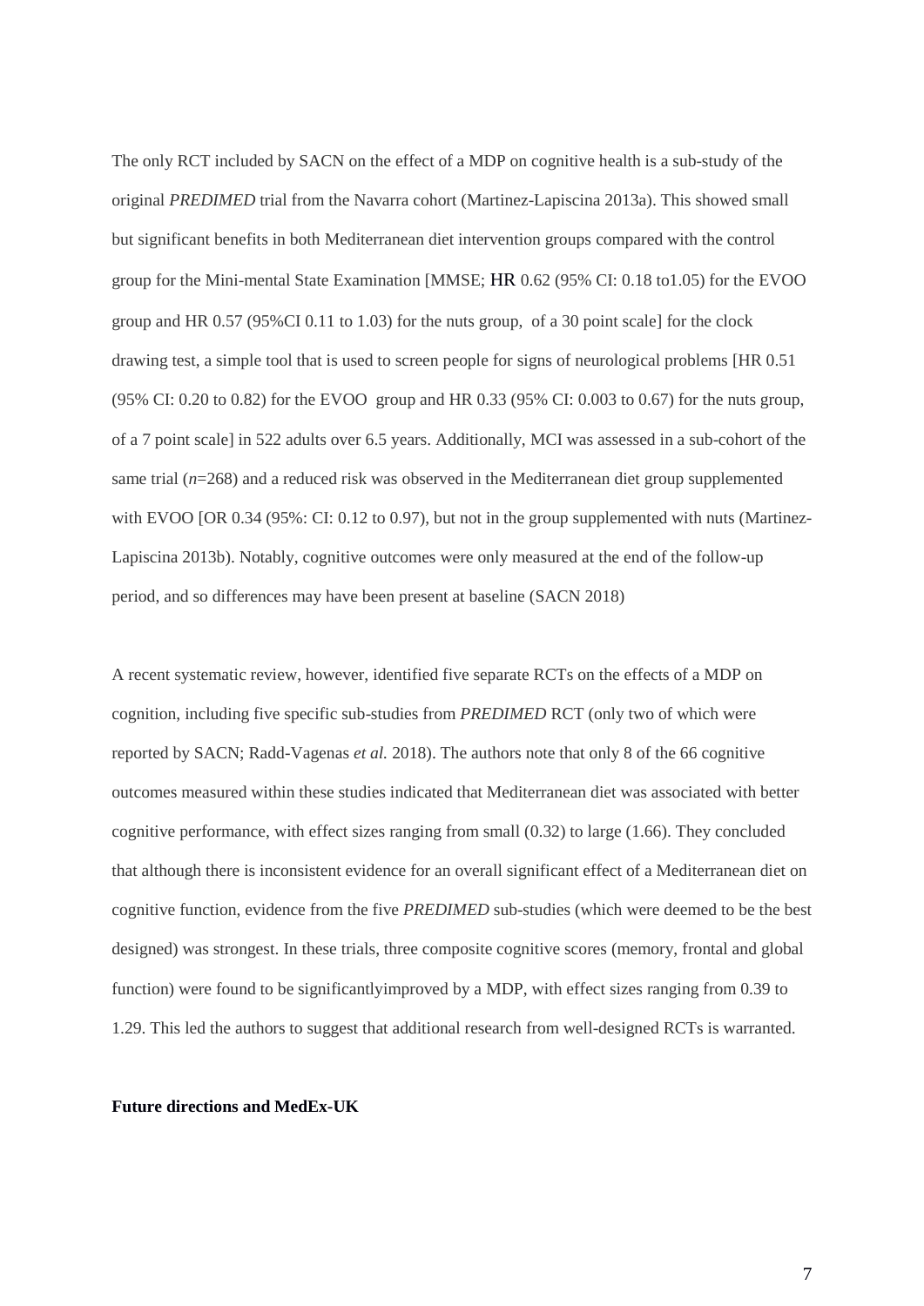The only RCT included by SACN on the effect of a MDP on cognitive health is a sub-study of the original *PREDIMED* trial from the Navarra cohort (Martinez-Lapiscina 2013a). This showed small but significant benefits in both Mediterranean diet intervention groups compared with the control group for the Mini-mental State Examination [MMSE; HR 0.62 (95% CI: 0.18 to1.05) for the EVOO group and HR 0.57 (95%CI 0.11 to 1.03) for the nuts group, of a 30 point scale] for the clock drawing test, a simple tool that is used to screen people for signs of neurological problems [HR 0.51 (95% CI: 0.20 to 0.82) for the EVOO group and HR 0.33 (95% CI: 0.003 to 0.67) for the nuts group, of a 7 point scale] in 522 adults over 6.5 years. Additionally, MCI was assessed in a sub-cohort of the same trial (*n*=268) and a reduced risk was observed in the Mediterranean diet group supplemented with EVOO [OR 0.34 (95%: CI: 0.12 to 0.97), but not in the group supplemented with nuts (Martinez-Lapiscina 2013b). Notably, cognitive outcomes were only measured at the end of the follow-up period, and so differences may have been present at baseline (SACN 2018)

A recent systematic review, however, identified five separate RCTs on the effects of a MDP on cognition, including five specific sub-studies from *PREDIMED* RCT (only two of which were reported by SACN; Radd-Vagenas *et al.* 2018). The authors note that only 8 of the 66 cognitive outcomes measured within these studies indicated that Mediterranean diet was associated with better cognitive performance, with effect sizes ranging from small (0.32) to large (1.66). They concluded that although there is inconsistent evidence for an overall significant effect of a Mediterranean diet on cognitive function, evidence from the five *PREDIMED* sub-studies (which were deemed to be the best designed) was strongest. In these trials, three composite cognitive scores (memory, frontal and global function) were found to be significantlyimproved by a MDP, with effect sizes ranging from 0.39 to 1.29. This led the authors to suggest that additional research from well-designed RCTs is warranted.

**Future directions and MedEx-UK**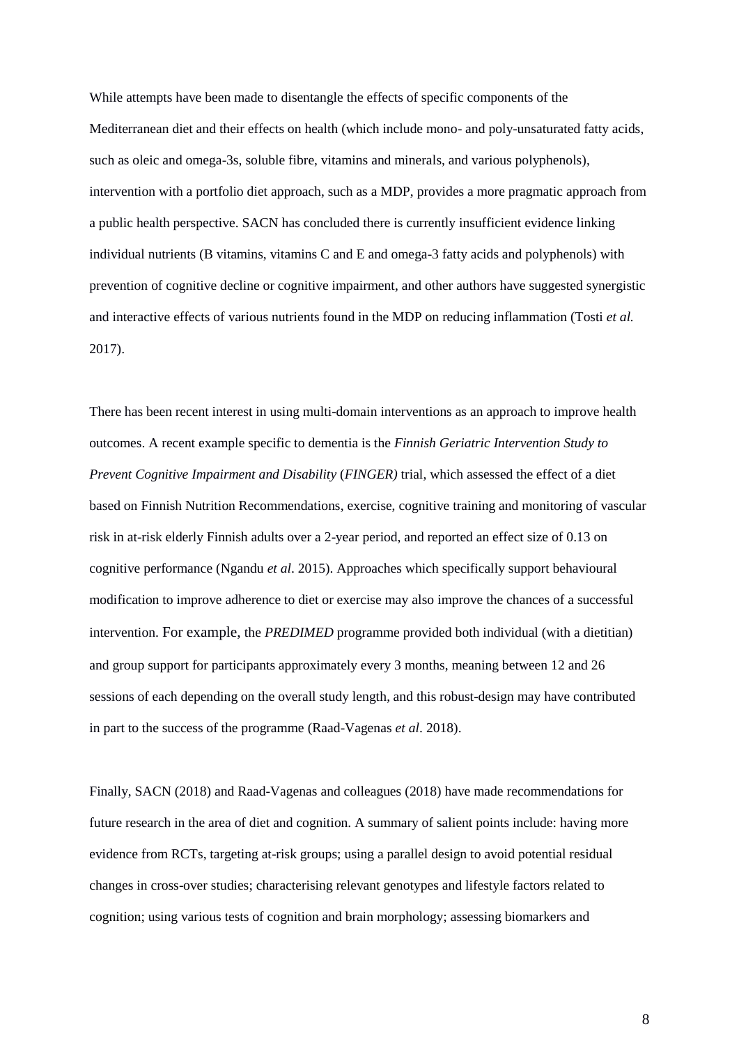While attempts have been made to disentangle the effects of specific components of the Mediterranean diet and their effects on health (which include mono- and poly-unsaturated fatty acids, such as oleic and omega-3s, soluble fibre, vitamins and minerals, and various polyphenols), intervention with a portfolio diet approach, such as a MDP, provides a more pragmatic approach from a public health perspective. SACN has concluded there is currently insufficient evidence linking individual nutrients (B vitamins, vitamins C and E and omega-3 fatty acids and polyphenols) with prevention of cognitive decline or cognitive impairment, and other authors have suggested synergistic and interactive effects of various nutrients found in the MDP on reducing inflammation (Tosti *et al.* 2017).

There has been recent interest in using multi-domain interventions as an approach to improve health outcomes. A recent example specific to dementia is the *Finnish Geriatric Intervention Study to Prevent Cognitive Impairment and Disability* (*FINGER)* trial, which assessed the effect of a diet based on Finnish Nutrition Recommendations, exercise, cognitive training and monitoring of vascular risk in at-risk elderly Finnish adults over a 2-year period, and reported an effect size of 0.13 on cognitive performance (Ngandu *et al*. 2015). Approaches which specifically support behavioural modification to improve adherence to diet or exercise may also improve the chances of a successful intervention. For example, the *PREDIMED* programme provided both individual (with a dietitian) and group support for participants approximately every 3 months, meaning between 12 and 26 sessions of each depending on the overall study length, and this robust-design may have contributed in part to the success of the programme (Raad-Vagenas *et al*. 2018).

Finally, SACN (2018) and Raad-Vagenas and colleagues (2018) have made recommendations for future research in the area of diet and cognition. A summary of salient points include: having more evidence from RCTs, targeting at-risk groups; using a parallel design to avoid potential residual changes in cross-over studies; characterising relevant genotypes and lifestyle factors related to cognition; using various tests of cognition and brain morphology; assessing biomarkers and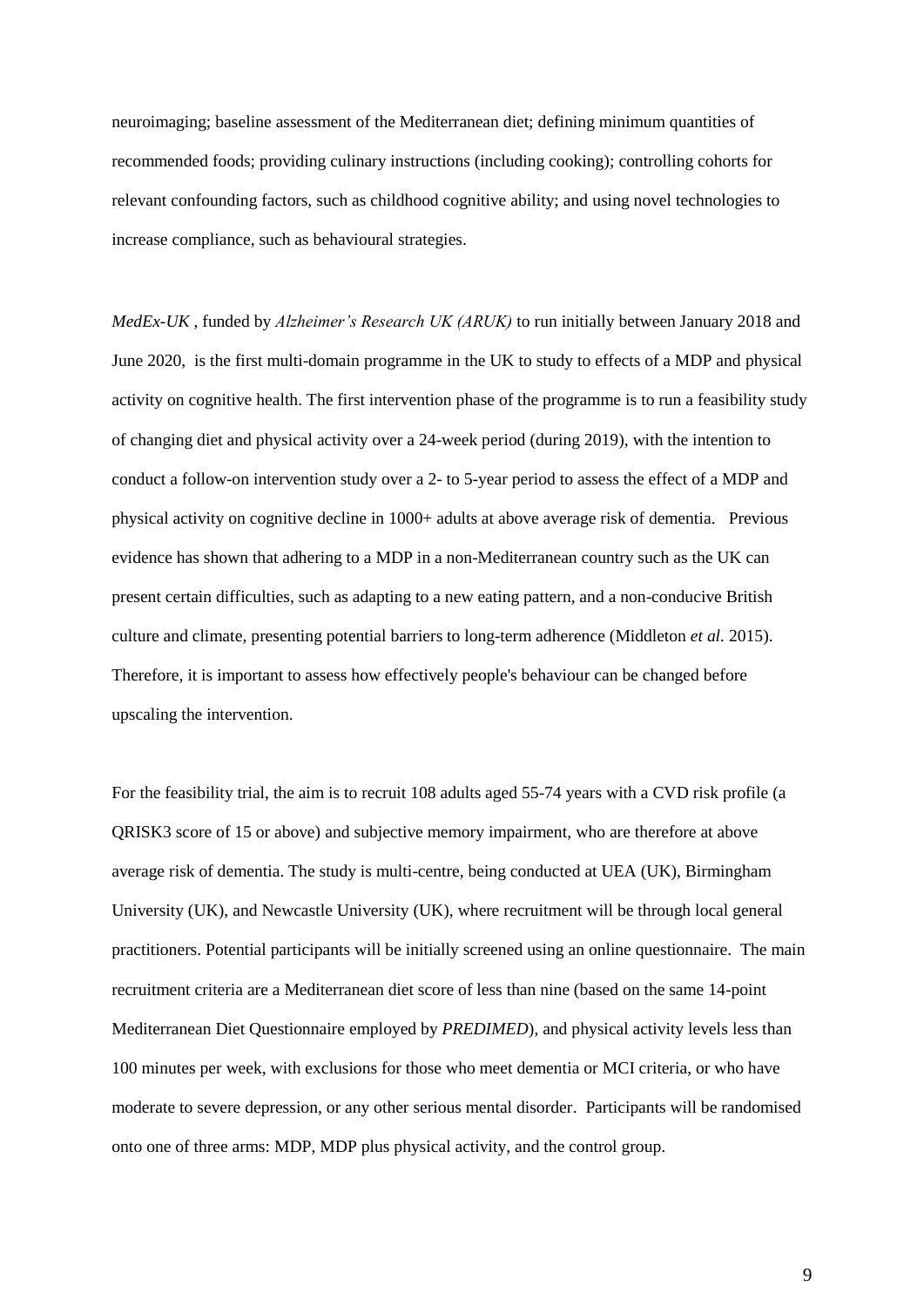neuroimaging; baseline assessment of the Mediterranean diet; defining minimum quantities of recommended foods; providing culinary instructions (including cooking); controlling cohorts for relevant confounding factors, such as childhood cognitive ability; and using novel technologies to increase compliance, such as behavioural strategies.

*MedEx-UK* , funded by *Alzheimer's Research UK (ARUK)* to run initially between January 2018 and June 2020, is the first multi-domain programme in the UK to study to effects of a MDP and physical activity on cognitive health. The first intervention phase of the programme is to run a feasibility study of changing diet and physical activity over a 24-week period (during 2019), with the intention to conduct a follow-on intervention study over a 2- to 5-year period to assess the effect of a MDP and physical activity on cognitive decline in 1000+ adults at above average risk of dementia. Previous evidence has shown that adhering to a MDP in a non-Mediterranean country such as the UK can present certain difficulties, such as adapting to a new eating pattern, and a non-conducive British culture and climate, presenting potential barriers to long-term adherence (Middleton *et al.* 2015). Therefore, it is important to assess how effectively people's behaviour can be changed before upscaling the intervention.

For the feasibility trial, the aim is to recruit 108 adults aged 55-74 years with a CVD risk profile (a QRISK3 score of 15 or above) and subjective memory impairment, who are therefore at above average risk of dementia. The study is multi-centre, being conducted at UEA (UK), Birmingham University (UK), and Newcastle University (UK), where recruitment will be through local general practitioners. Potential participants will be initially screened using an online questionnaire. The main recruitment criteria are a Mediterranean diet score of less than nine (based on the same 14-point Mediterranean Diet Questionnaire employed by *PREDIMED*), and physical activity levels less than 100 minutes per week, with exclusions for those who meet dementia or MCI criteria, or who have moderate to severe depression, or any other serious mental disorder. Participants will be randomised onto one of three arms: MDP, MDP plus physical activity, and the control group.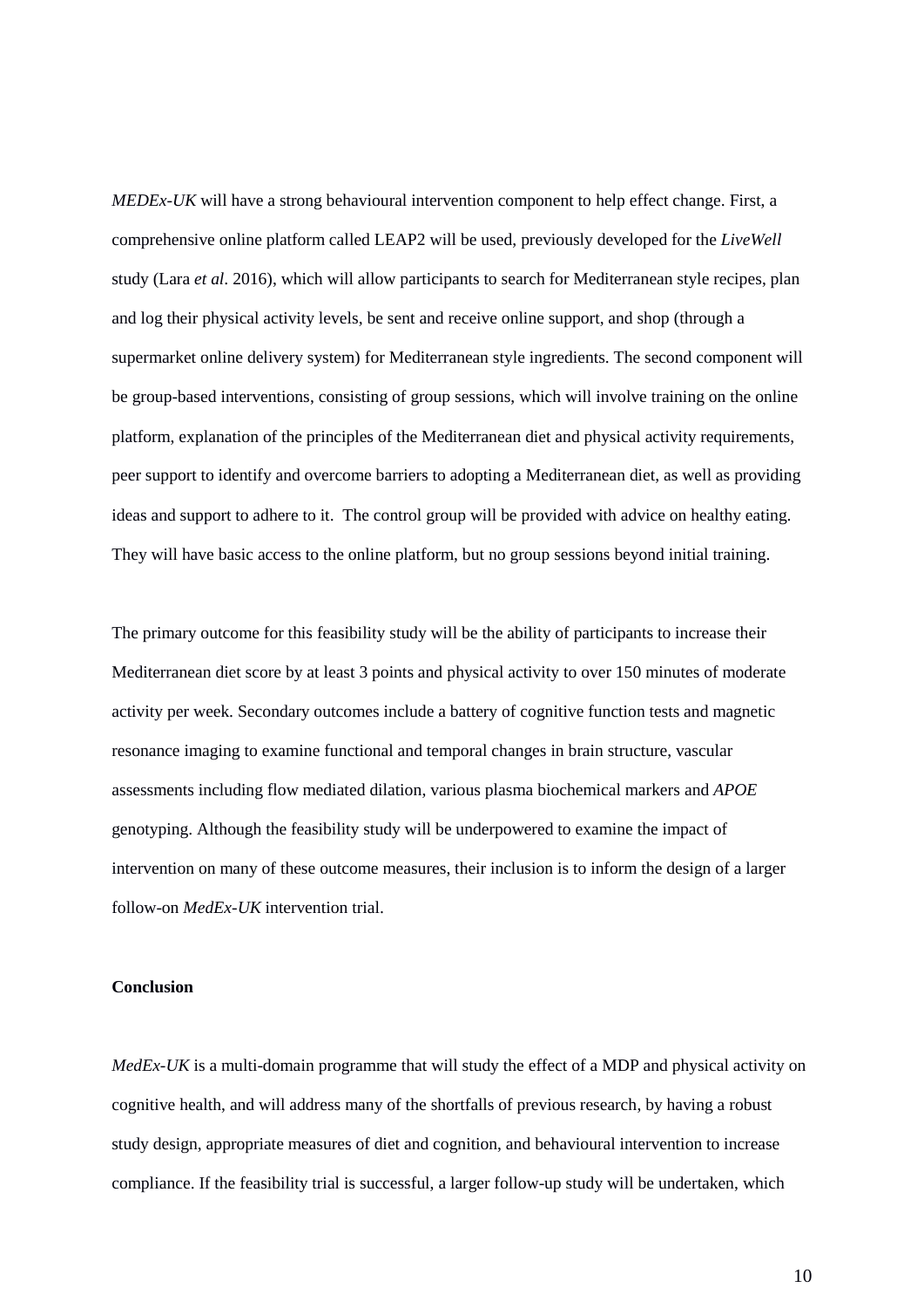*MEDEx-UK* will have a strong behavioural intervention component to help effect change. First, a comprehensive online platform called LEAP2 will be used, previously developed for the *LiveWell* study (Lara *et al*. 2016), which will allow participants to search for Mediterranean style recipes, plan and log their physical activity levels, be sent and receive online support, and shop (through a supermarket online delivery system) for Mediterranean style ingredients. The second component will be group-based interventions, consisting of group sessions, which will involve training on the online platform, explanation of the principles of the Mediterranean diet and physical activity requirements, peer support to identify and overcome barriers to adopting a Mediterranean diet, as well as providing ideas and support to adhere to it. The control group will be provided with advice on healthy eating. They will have basic access to the online platform, but no group sessions beyond initial training.

The primary outcome for this feasibility study will be the ability of participants to increase their Mediterranean diet score by at least 3 points and physical activity to over 150 minutes of moderate activity per week. Secondary outcomes include a battery of cognitive function tests and magnetic resonance imaging to examine functional and temporal changes in brain structure, vascular assessments including flow mediated dilation, various plasma biochemical markers and *APOE* genotyping. Although the feasibility study will be underpowered to examine the impact of intervention on many of these outcome measures, their inclusion is to inform the design of a larger follow-on *MedEx-UK* intervention trial.

**Conclusion**

*MedEx-UK* is a multi-domain programme that will study the effect of a MDP and physical activity on cognitive health, and will address many of the shortfalls of previous research, by having a robust study design, appropriate measures of diet and cognition, and behavioural intervention to increase compliance. If the feasibility trial is successful, a larger follow-up study will be undertaken, which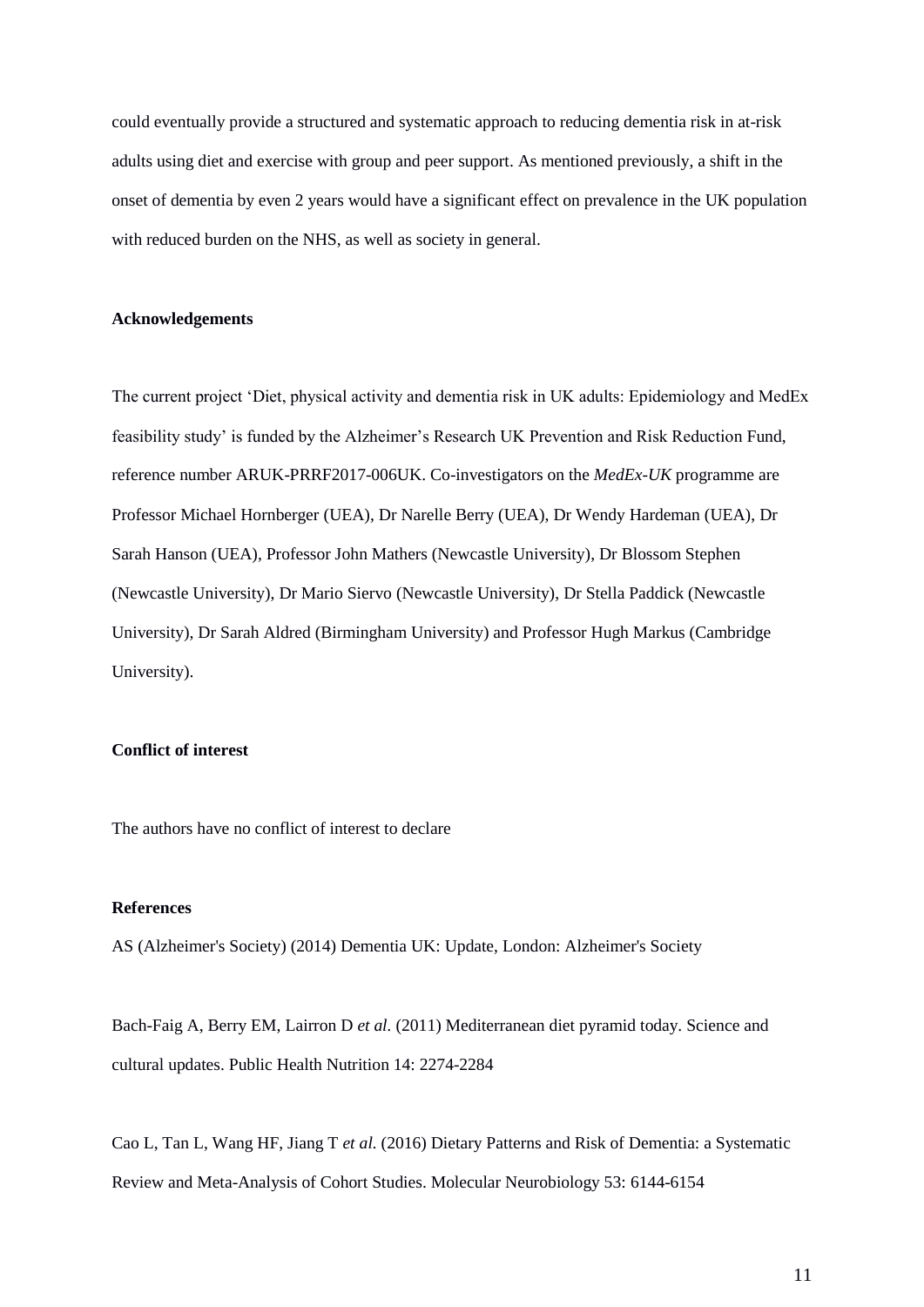could eventually provide a structured and systematic approach to reducing dementia risk in at-risk adults using diet and exercise with group and peer support. As mentioned previously, a shift in the onset of dementia by even 2 years would have a significant effect on prevalence in the UK population with reduced burden on the NHS, as well as society in general.

## Acknowledgements

The current project 'Diet, physical activity and dementia risk in UK adults: Epidemiology and MedEx feasibility study' is funded by the Alzheimer's Research UK Prevention and Risk Reduction Fund, reference number ARUK-PRRF2017-006UK. Co-investigators on the *MedEx-UK* programme are Professor Michael Hornberger (UEA), Dr Narelle Berry (UEA), Dr Wendy Hardeman (UEA), Dr Sarah Hanson (UEA), Professor John Mathers (Newcastle University), Dr Blossom Stephen (Newcastle University), Dr Mario Siervo (Newcastle University), Dr Stella Paddick (Newcastle University), Dr Sarah Aldred (Birmingham University) and Professor Hugh Markus (Cambridge University).

## Conflict of interest

The authors have no conflict of interest to declare

## References

AS (Alzheimer's Society) (2014) Dementia UK: Update, London: Alzheimer's Society

Bach-Faig A, Berry EM, Lairron D *et al.* (2011) Mediterranean diet pyramid today. Science and cultural updates. Public Health Nutrition 14: 2274-2284

Cao L, Tan L, Wang HF, Jiang T *et al.* (2016) Dietary Patterns and Risk of Dementia: a Systematic Review and Meta-Analysis of Cohort Studies. Molecular Neurobiology 53: 6144-6154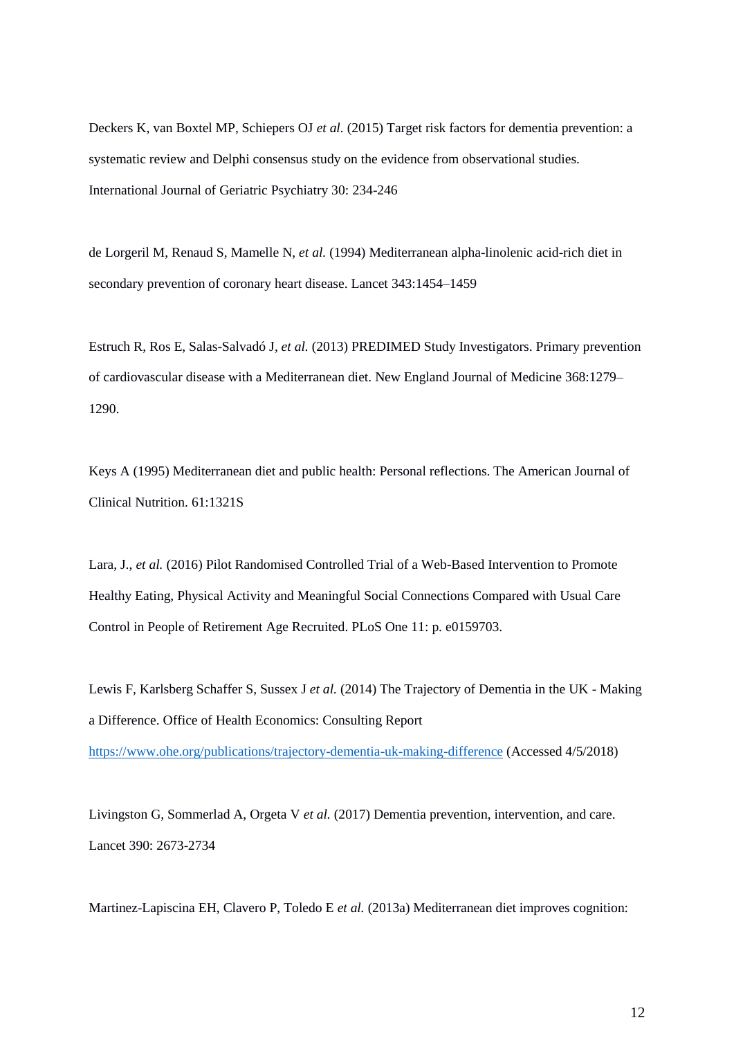Deckers K, van Boxtel MP, Schiepers OJ *et al.* (2015) Target risk factors for dementia prevention: a systematic review and Delphi consensus study on the evidence from observational studies. International Journal of Geriatric Psychiatry 30: 234-246

de Lorgeril M, Renaud S, Mamelle N, *et al.* (1994) Mediterranean alpha-linolenic acid-rich diet in secondary prevention of coronary heart disease. Lancet 343:1454–1459

Estruch R, Ros E, Salas-Salvadó J, *et al.* (2013) PREDIMED Study Investigators. Primary prevention of cardiovascular disease with a Mediterranean diet. New England Journal of Medicine 368:1279–1290.

Keys A (1995) Mediterranean diet and public health: Personal reflections. The American Journal of Clinical Nutrition. 61:1321S

Lara, J., *et al.* (2016) Pilot Randomised Controlled Trial of a Web-Based Intervention to Promote Healthy Eating, Physical Activity and Meaningful Social Connections Compared with Usual Care Control in People of Retirement Age Recruited. PLoS One 11: p. e0159703.

Lewis F, Karlsberg Schaffer S, Sussex J *et al.* (2014) The Trajectory of Dementia in the UK - Making a Difference. Office of Health Economics: Consulting Report https://www.ohe.org/publications/trajectory-dementia-uk-making-difference (Accessed 4/5/2018)

Livingston G, Sommerlad A, Orgeta V *et al.* (2017) Dementia prevention, intervention, and care. Lancet 390: 2673-2734

Martinez-Lapiscina EH, Clavero P, Toledo E *et al.* (2013a) Mediterranean diet improves cognition: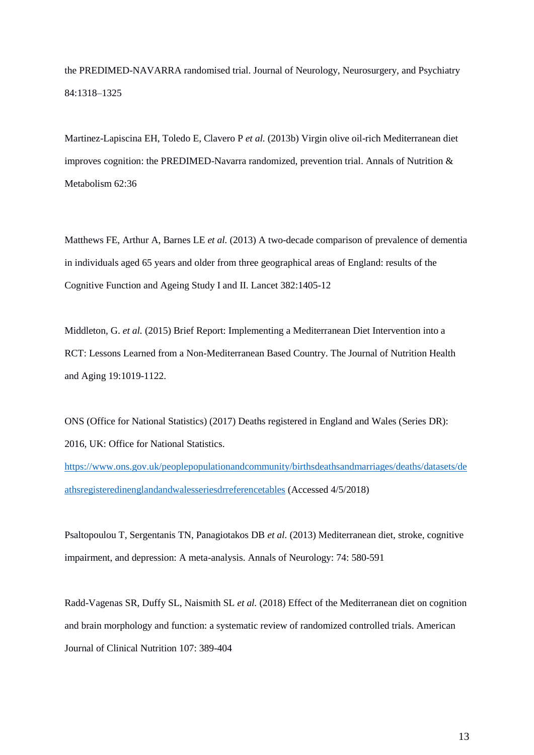the PREDIMED-NAVARRA randomised trial. Journal of Neurology, Neurosurgery, and Psychiatry 84:1318–1325

Martinez-Lapiscina EH, Toledo E, Clavero P *et al.* (2013b) Virgin olive oil-rich Mediterranean diet improves cognition: the PREDIMED-Navarra randomized, prevention trial. Annals of Nutrition & Metabolism 62:36

Matthews FE, Arthur A, Barnes LE *et al.* (2013) A two-decade comparison of prevalence of dementia in individuals aged 65 years and older from three geographical areas of England: results of the Cognitive Function and Ageing Study I and II. Lancet 382:1405-12

Middleton, G. *et al.* (2015) Brief Report: Implementing a Mediterranean Diet Intervention into a RCT: Lessons Learned from a Non-Mediterranean Based Country. The Journal of Nutrition Health and Aging 19:1019-1122.

ONS (Office for National Statistics) (2017) Deaths registered in England and Wales (Series DR): 2016, UK: Office for National Statistics. [https://www.ons.gov.uk/peoplepopulationandcommunity/birthsdeathsandmarriages/deaths/datasets/deathsregisteredinenglandandwalesseriesdrreferencetables](https://www.ons.gov.uk/peoplepopulationandcommunity/birthsdeathsandmarriages/deaths/datasets/deathsregisteredinenglandandwalesseriesdrreferencetables) (Accessed 4/5/2018)

Psaltopoulou T, Sergentanis TN, Panagiotakos DB *et al.* (2013) Mediterranean diet, stroke, cognitive impairment, and depression: A meta-analysis. Annals of Neurology: 74: 580-591

Radd-Vagenas SR, Duffy SL, Naismith SL *et al.* (2018) Effect of the Mediterranean diet on cognition and brain morphology and function: a systematic review of randomized controlled trials. American Journal of Clinical Nutrition 107: 389-404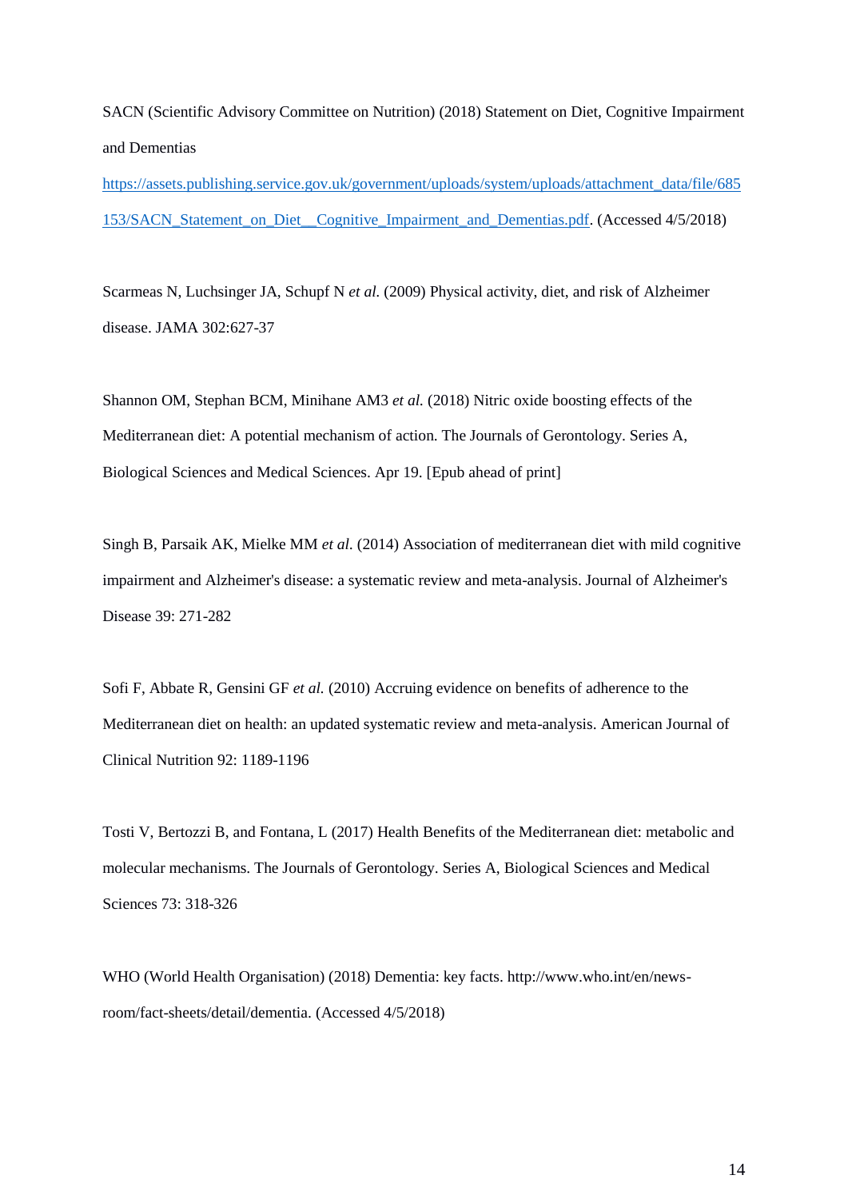SACN (Scientific Advisory Committee on Nutrition) (2018) Statement on Diet, Cognitive Impairment and Dementias https://assets.publishing.service.gov.uk/government/uploads/system/uploads/attachment_data/file/685153/SACN_Statement_on_Diet__Cognitive_Impairment_and_Dementias.pdf. (Accessed 4/5/2018)

Scarmeas N, Luchsinger JA, Schupf N *et al.* (2009) Physical activity, diet, and risk of Alzheimer disease. JAMA 302:627-37

Shannon OM, Stephan BCM, Minihane AM3 *et al.* (2018) Nitric oxide boosting effects of the Mediterranean diet: A potential mechanism of action. The Journals of Gerontology. Series A, Biological Sciences and Medical Sciences. Apr 19. [Epub ahead of print]

Singh B, Parsaik AK, Mielke MM *et al.* (2014) Association of mediterranean diet with mild cognitive impairment and Alzheimer's disease: a systematic review and meta-analysis. Journal of Alzheimer's Disease 39: 271-282

Sofi F, Abbate R, Gensini GF *et al.* (2010) Accruing evidence on benefits of adherence to the Mediterranean diet on health: an updated systematic review and meta-analysis. American Journal of Clinical Nutrition 92: 1189-1196

Tosti V, Bertozzi B, and Fontana, L (2017) Health Benefits of the Mediterranean diet: metabolic and molecular mechanisms. The Journals of Gerontology. Series A, Biological Sciences and Medical Sciences 73: 318-326

WHO (World Health Organisation) (2018) Dementia: key facts. http://www.who.int/en/news-room/fact-sheets/detail/dementia. (Accessed 4/5/2018)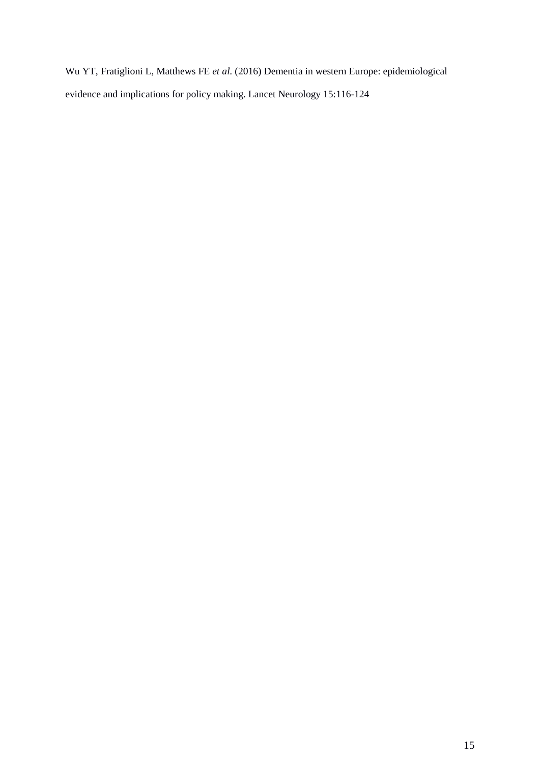Wu YT, Fratiglioni L, Matthews FE *et al.* (2016) Dementia in western Europe: epidemiological evidence and implications for policy making. Lancet Neurology 15:116-124